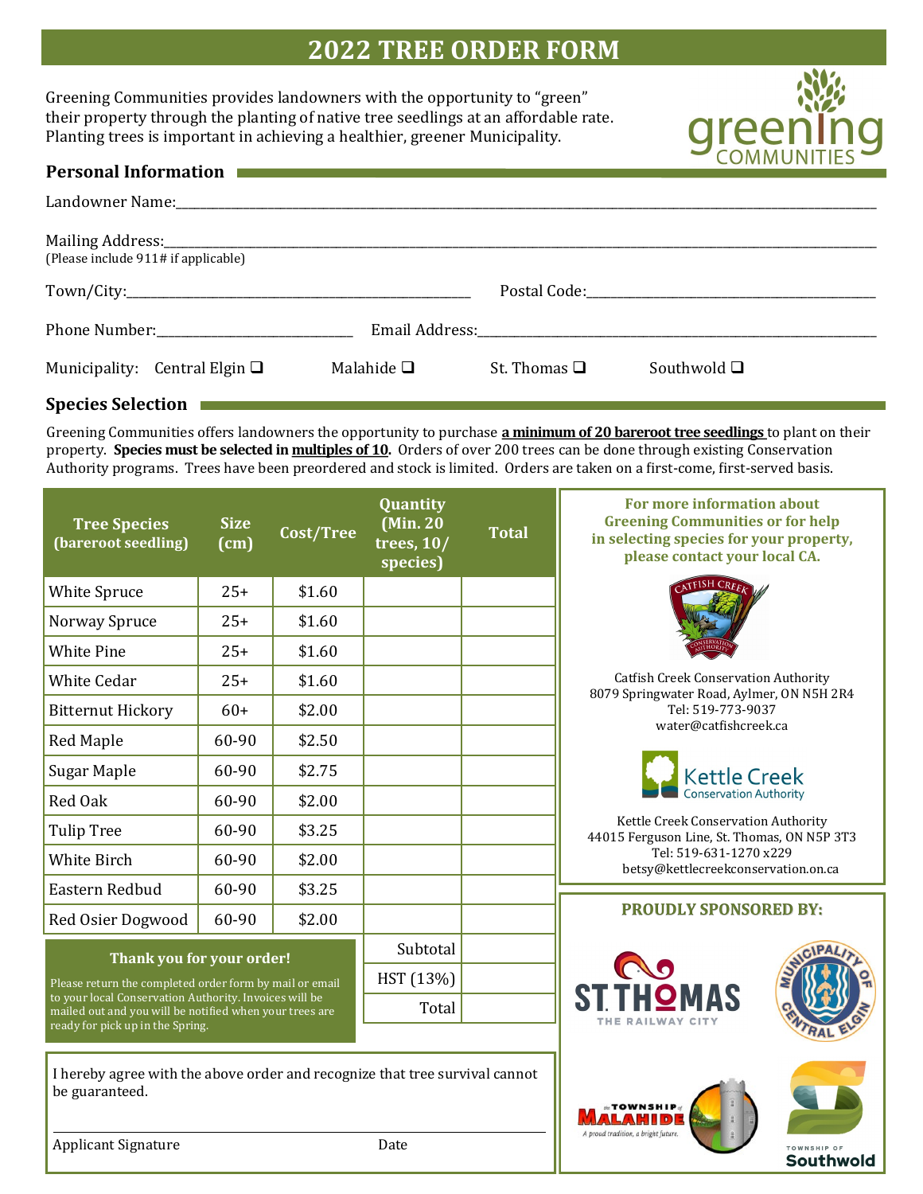# 2022 TREE ORDER FORM

Greening Communities provides landowners with the opportunity to "green" their property through the planting of native tree seedlings at an affordable rate. Planting trees is important in achieving a healthier, greener Municipality.

## Personal Information

Landowner Name:\_\_\_\_\_\_\_\_\_\_\_\_\_\_\_\_\_\_\_\_\_\_\_\_\_\_\_\_\_\_\_\_

Mailing Address:\_\_\_\_\_\_\_\_\_\_\_\_\_\_\_\_\_\_\_\_\_\_\_\_\_\_\_\_\_\_\_\_
(Please include 911# if applicable)

Town/City:\_\_\_\_\_\_\_\_\_\_\_\_\_\_\_\_\_\_\_\_\_\_\_\_ Postal Code:\_\_\_\_\_\_\_\_\_\_\_\_\_\_\_\_

Phone Number:\_\_\_\_\_\_\_\_\_\_\_\_\_\_\_\_ Email Address:\_\_\_\_\_\_\_\_\_\_\_\_\_\_\_\_\_\_\_\_\_\_\_\_

Municipality: Central Elgin ❑ Malahide ❑ St. Thomas ❑ Southwold ❑

## Species Selection

Greening Communities offers landowners the opportunity to purchase **a minimum of 20 bareroot tree seedlings** to plant on their property. **Species must be selected in multiples of 10.** Orders of over 200 trees can be done through existing Conservation Authority programs. Trees have been preordered and stock is limited. Orders are taken on a first-come, first-served basis.

| Tree Species (bareroot seedling) | Size (cm) | Cost/Tree | Quantity (Min. 20 trees, 10/ species) | Total |
|---|---|---|---|---|
| White Spruce | 25+ | $1.60 | | |
| Norway Spruce | 25+ | $1.60 | | |
| White Pine | 25+ | $1.60 | | |
| White Cedar | 25+ | $1.60 | | |
| Bitternut Hickory | 60+ | $2.00 | | |
| Red Maple | 60-90 | $2.50 | | |
| Sugar Maple | 60-90 | $2.75 | | |
| Red Oak | 60-90 | $2.00 | | |
| Tulip Tree | 60-90 | $3.25 | | |
| White Birch | 60-90 | $2.00 | | |
| Eastern Redbud | 60-90 | $3.25 | | |
| Red Osier Dogwood | 60-90 | $2.00 | | |
| | | | Subtotal | |
| | | | HST (13%) | |
| | | | Total | |

**Thank you for your order!**

Please return the completed order form by mail or email to your local Conservation Authority. Invoices will be mailed out and you will be notified when your trees are ready for pick up in the Spring.

I hereby agree with the above order and recognize that tree survival cannot be guaranteed.

Applicant Signature \_\_\_\_\_\_\_\_\_\_\_\_\_\_\_\_ Date \_\_\_\_\_\_\_\_

**For more information about Greening Communities or for help in selecting species for your property, please contact your local CA.**

Catfish Creek Conservation Authority
8079 Springwater Road, Aylmer, ON N5H 2R4
Tel: 519-773-9037
water@catfishcreek.ca

Kettle Creek Conservation Authority
44015 Ferguson Line, St. Thomas, ON N5P 3T3
Tel: 519-631-1270 x229
betsy@kettlecreekconservation.on.ca

**PROUDLY SPONSORED BY:**

St. Thomas – The Railway City; Municipality of Central Elgin; Township of Malahide – A proud tradition, a bright future.; Township of Southwold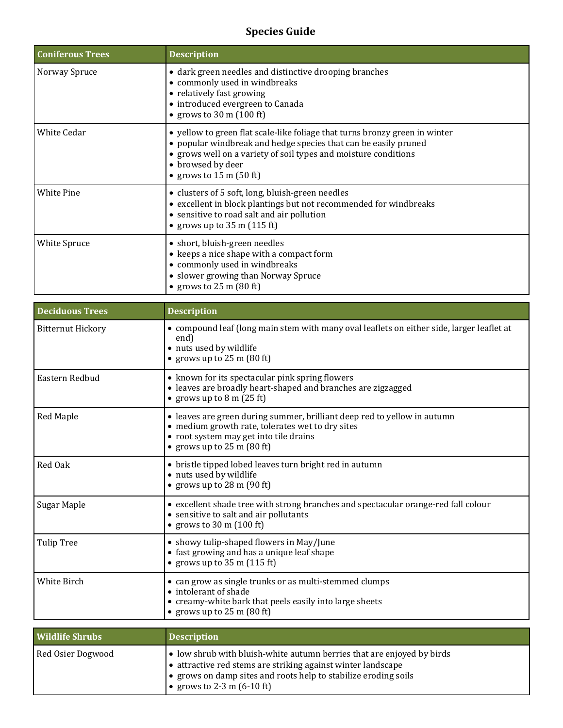# Species Guide

| Coniferous Trees | Description |
|---|---|
| Norway Spruce | • dark green needles and distinctive drooping branches<br>• commonly used in windbreaks<br>• relatively fast growing<br>• introduced evergreen to Canada<br>• grows to 30 m (100 ft) |
| White Cedar | • yellow to green flat scale-like foliage that turns bronzy green in winter<br>• popular windbreak and hedge species that can be easily pruned<br>• grows well on a variety of soil types and moisture conditions<br>• browsed by deer<br>• grows to 15 m (50 ft) |
| White Pine | • clusters of 5 soft, long, bluish-green needles<br>• excellent in block plantings but not recommended for windbreaks<br>• sensitive to road salt and air pollution<br>• grows up to 35 m (115 ft) |
| White Spruce | • short, bluish-green needles<br>• keeps a nice shape with a compact form<br>• commonly used in windbreaks<br>• slower growing than Norway Spruce<br>• grows to 25 m (80 ft) |

| Deciduous Trees | Description |
|---|---|
| Bitternut Hickory | • compound leaf (long main stem with many oval leaflets on either side, larger leaflet at end)<br>• nuts used by wildlife<br>• grows up to 25 m (80 ft) |
| Eastern Redbud | • known for its spectacular pink spring flowers<br>• leaves are broadly heart-shaped and branches are zigzagged<br>• grows up to 8 m (25 ft) |
| Red Maple | • leaves are green during summer, brilliant deep red to yellow in autumn<br>• medium growth rate, tolerates wet to dry sites<br>• root system may get into tile drains<br>• grows up to 25 m (80 ft) |
| Red Oak | • bristle tipped lobed leaves turn bright red in autumn<br>• nuts used by wildlife<br>• grows up to 28 m (90 ft) |
| Sugar Maple | • excellent shade tree with strong branches and spectacular orange-red fall colour<br>• sensitive to salt and air pollutants<br>• grows to 30 m (100 ft) |
| Tulip Tree | • showy tulip-shaped flowers in May/June<br>• fast growing and has a unique leaf shape<br>• grows up to 35 m (115 ft) |
| White Birch | • can grow as single trunks or as multi-stemmed clumps<br>• intolerant of shade<br>• creamy-white bark that peels easily into large sheets<br>• grows up to 25 m (80 ft) |

| Wildlife Shrubs | Description |
|---|---|
| Red Osier Dogwood | • low shrub with bluish-white autumn berries that are enjoyed by birds<br>• attractive red stems are striking against winter landscape<br>• grows on damp sites and roots help to stabilize eroding soils<br>• grows to 2-3 m (6-10 ft) |